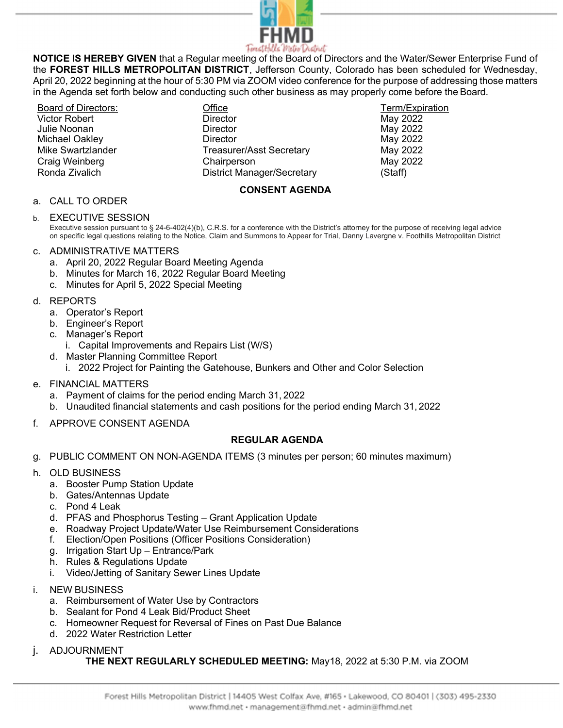**NOTICE IS HEREBY GIVEN** that a Regular meeting of the Board of Directors and the Water/Sewer Enterprise Fund of the **FOREST HILLS METROPOLITAN DISTRICT**, Jefferson County, Colorado has been scheduled for Wednesday, April 20, 2022 beginning at the hour of 5:30 PM via ZOOM video conference for the purpose of addressing those matters in the Agenda set forth below and conducting such other business as may properly come before the Board.

| Board of Directors: | Office | Term/Expiration |
|---|---|---|
| Victor Robert | Director | May 2022 |
| Julie Noonan | Director | May 2022 |
| Michael Oakley | Director | May 2022 |
| Mike Swartzlander | Treasurer/Asst Secretary | May 2022 |
| Craig Weinberg | Chairperson | May 2022 |
| Ronda Zivalich | District Manager/Secretary | (Staff) |

## CONSENT AGENDA

a. CALL TO ORDER

b. EXECUTIVE SESSION
   Executive session pursuant to § 24-6-402(4)(b), C.R.S. for a conference with the District's attorney for the purpose of receiving legal advice on specific legal questions relating to the Notice, Claim and Summons to Appear for Trial, Danny Lavergne v. Foothills Metropolitan District

c. ADMINISTRATIVE MATTERS
   a. April 20, 2022 Regular Board Meeting Agenda
   b. Minutes for March 16, 2022 Regular Board Meeting
   c. Minutes for April 5, 2022 Special Meeting

d. REPORTS
   a. Operator's Report
   b. Engineer's Report
   c. Manager's Report
      i. Capital Improvements and Repairs List (W/S)
   d. Master Planning Committee Report
      i. 2022 Project for Painting the Gatehouse, Bunkers and Other and Color Selection

e. FINANCIAL MATTERS
   a. Payment of claims for the period ending March 31, 2022
   b. Unaudited financial statements and cash positions for the period ending March 31, 2022

f. APPROVE CONSENT AGENDA

## REGULAR AGENDA

g. PUBLIC COMMENT ON NON-AGENDA ITEMS (3 minutes per person; 60 minutes maximum)

h. OLD BUSINESS
   a. Booster Pump Station Update
   b. Gates/Antennas Update
   c. Pond 4 Leak
   d. PFAS and Phosphorus Testing – Grant Application Update
   e. Roadway Project Update/Water Use Reimbursement Considerations
   f. Election/Open Positions (Officer Positions Consideration)
   g. Irrigation Start Up – Entrance/Park
   h. Rules & Regulations Update
   i. Video/Jetting of Sanitary Sewer Lines Update

i. NEW BUSINESS
   a. Reimbursement of Water Use by Contractors
   b. Sealant for Pond 4 Leak Bid/Product Sheet
   c. Homeowner Request for Reversal of Fines on Past Due Balance
   d. 2022 Water Restriction Letter

j. ADJOURNMENT

**THE NEXT REGULARLY SCHEDULED MEETING:** May18, 2022 at 5:30 P.M. via ZOOM

Forest Hills Metropolitan District | 14405 West Colfax Ave, #165 • Lakewood, CO 80401 | (303) 495-2330
www.fhmd.net • management@fhmd.net • admin@fhmd.net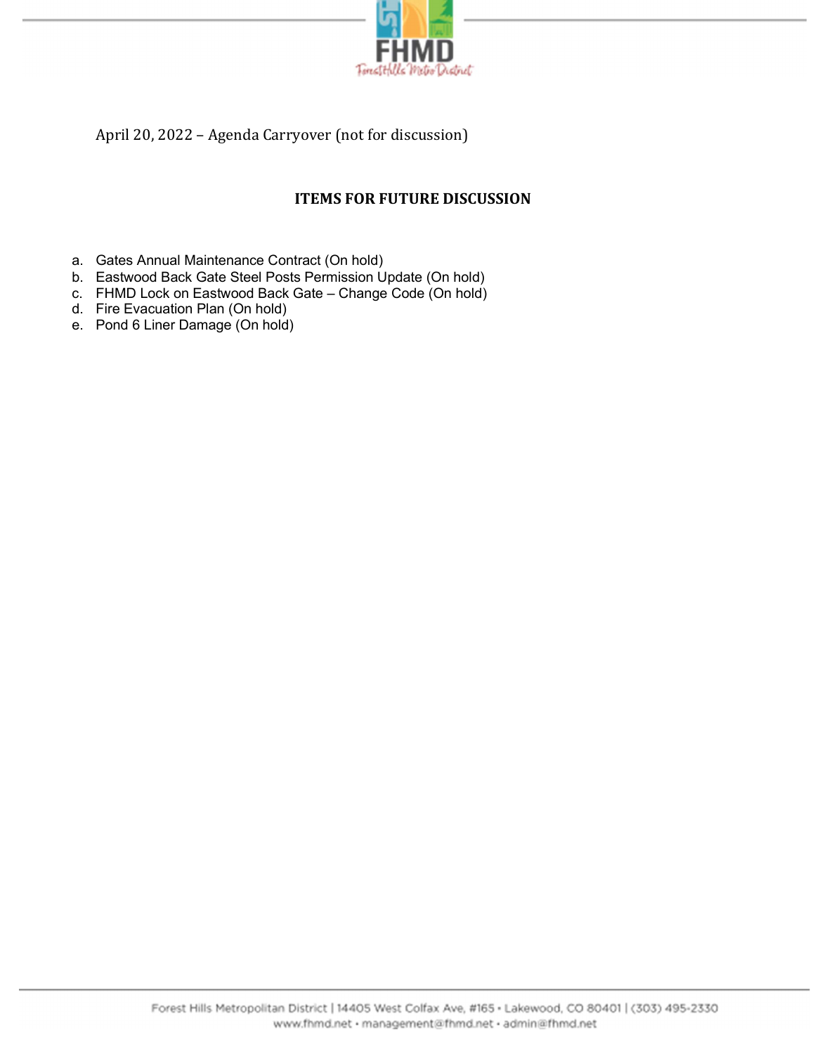April 20, 2022 – Agenda Carryover (not for discussion)

## ITEMS FOR FUTURE DISCUSSION

a. Gates Annual Maintenance Contract (On hold)
b. Eastwood Back Gate Steel Posts Permission Update (On hold)
c. FHMD Lock on Eastwood Back Gate – Change Code (On hold)
d. Fire Evacuation Plan (On hold)
e. Pond 6 Liner Damage (On hold)